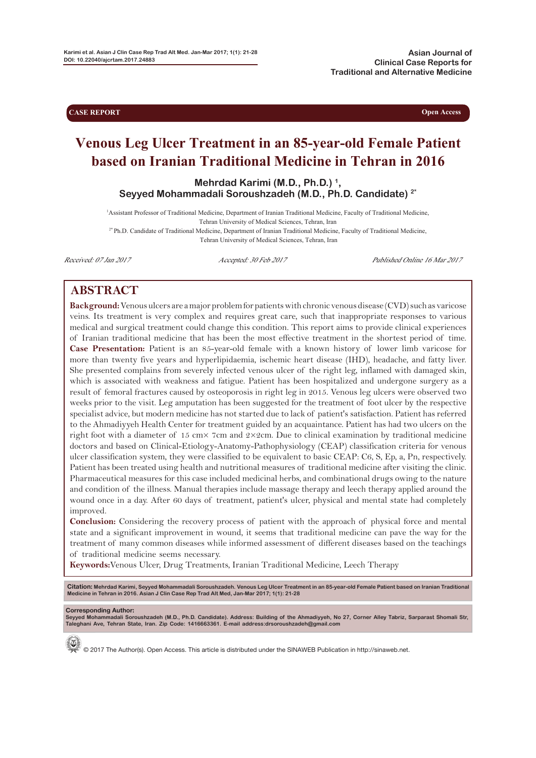**CASE REPORT** **Open Access**

# Venous Leg Ulcer Treatment in an 85-year-old Female Patient based on Iranian Traditional Medicine in Tehran in 2016

**Mehrdad Karimi (M.D., Ph.D.) [1], Seyyed Mohammadali Soroushzadeh (M.D., Ph.D. Candidate) [2*]**

[1] Assistant Professor of Traditional Medicine, Department of Iranian Traditional Medicine, Faculty of Traditional Medicine, Tehran University of Medical Sciences, Tehran, Iran

[2*] Ph.D. Candidate of Traditional Medicine, Department of Iranian Traditional Medicine, Faculty of Traditional Medicine, Tehran University of Medical Sciences, Tehran, Iran

*Received: 07 Jan 2017* *Accepted: 30 Feb 2017* *Published Online 16 Mar 2017*

## ABSTRACT

**Background:** Venous ulcers are a major problem for patients with chronic venous disease (CVD) such as varicose veins. Its treatment is very complex and requires great care, such that inappropriate responses to various medical and surgical treatment could change this condition. This report aims to provide clinical experiences of Iranian traditional medicine that has been the most effective treatment in the shortest period of time.

**Case Presentation:** Patient is an 85-year-old female with a known history of lower limb varicose for more than twenty five years and hyperlipidaemia, ischemic heart disease (IHD), headache, and fatty liver. She presented complains from severely infected venous ulcer of the right leg, inflamed with damaged skin, which is associated with weakness and fatigue. Patient has been hospitalized and undergone surgery as a result of femoral fractures caused by osteoporosis in right leg in 2015. Venous leg ulcers were observed two weeks prior to the visit. Leg amputation has been suggested for the treatment of foot ulcer by the respective specialist advice, but modern medicine has not started due to lack of patient's satisfaction. Patient has referred to the Ahmadiyyeh Health Center for treatment guided by an acquaintance. Patient has had two ulcers on the right foot with a diameter of 15 cm× 7cm and 2×2cm. Due to clinical examination by traditional medicine doctors and based on Clinical-Etiology-Anatomy-Pathophysiology (CEAP) classification criteria for venous ulcer classification system, they were classified to be equivalent to basic CEAP: C6, S, Ep, a, Pn, respectively. Patient has been treated using health and nutritional measures of traditional medicine after visiting the clinic. Pharmaceutical measures for this case included medicinal herbs, and combinational drugs owing to the nature and condition of the illness. Manual therapies include massage therapy and leech therapy applied around the wound once in a day. After 60 days of treatment, patient's ulcer, physical and mental state had completely improved.

**Conclusion:** Considering the recovery process of patient with the approach of physical force and mental state and a significant improvement in wound, it seems that traditional medicine can pave the way for the treatment of many common diseases while informed assessment of different diseases based on the teachings of traditional medicine seems necessary.

**Keywords:** Venous Ulcer, Drug Treatments, Iranian Traditional Medicine, Leech Therapy

**Citation:** Mehrdad Karimi, Seyyed Mohammadali Soroushzadeh. Venous Leg Ulcer Treatment in an 85-year-old Female Patient based on Iranian Traditional Medicine in Tehran in 2016. Asian J Clin Case Rep Trad Alt Med, Jan-Mar 2017; 1(1): 21-28

**Corresponding Author:**
Seyyed Mohammadali Soroushzadeh (M.D., Ph.D. Candidate). Address: Building of the Ahmadiyyeh, No 27, Corner Alley Tabriz, Sarparast Shomali Str, Taleghani Ave, Tehran State, Iran. Zip Code: 1416663361. E-mail address:drsoroushzadeh@gmail.com

© 2017 The Author(s). Open Access. This article is distributed under the SINAWEB Publication in http://sinaweb.net.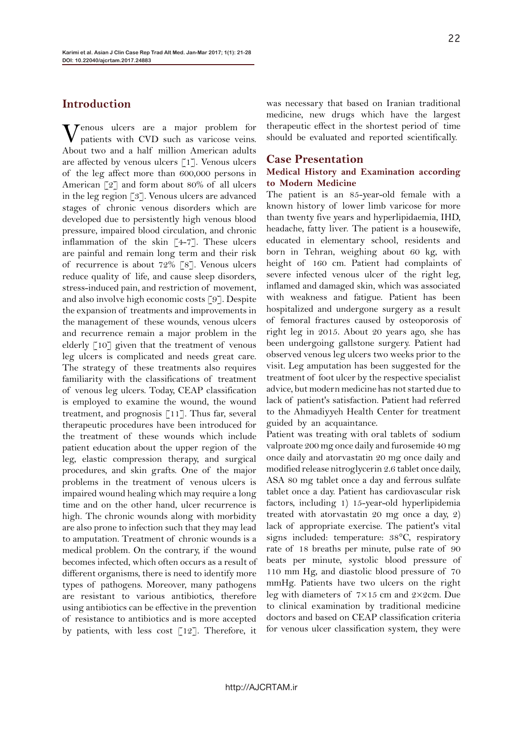## Introduction

Venous ulcers are a major problem for patients with CVD such as varicose veins. About two and a half million American adults are affected by venous ulcers [1]. Venous ulcers of the leg affect more than 600,000 persons in American [2] and form about 80% of all ulcers in the leg region [3]. Venous ulcers are advanced stages of chronic venous disorders which are developed due to persistently high venous blood pressure, impaired blood circulation, and chronic inflammation of the skin [4-7]. These ulcers are painful and remain long term and their risk of recurrence is about 72% [8]. Venous ulcers reduce quality of life, and cause sleep disorders, stress-induced pain, and restriction of movement, and also involve high economic costs [9]. Despite the expansion of treatments and improvements in the management of these wounds, venous ulcers and recurrence remain a major problem in the elderly [10] given that the treatment of venous leg ulcers is complicated and needs great care. The strategy of these treatments also requires familiarity with the classifications of treatment of venous leg ulcers. Today, CEAP classification is employed to examine the wound, the wound treatment, and prognosis [11]. Thus far, several therapeutic procedures have been introduced for the treatment of these wounds which include patient education about the upper region of the leg, elastic compression therapy, and surgical procedures, and skin grafts. One of the major problems in the treatment of venous ulcers is impaired wound healing which may require a long time and on the other hand, ulcer recurrence is high. The chronic wounds along with morbidity are also prone to infection such that they may lead to amputation. Treatment of chronic wounds is a medical problem. On the contrary, if the wound becomes infected, which often occurs as a result of different organisms, there is need to identify more types of pathogens. Moreover, many pathogens are resistant to various antibiotics, therefore using antibiotics can be effective in the prevention of resistance to antibiotics and is more accepted by patients, with less cost [12]. Therefore, it was necessary that based on Iranian traditional medicine, new drugs which have the largest therapeutic effect in the shortest period of time should be evaluated and reported scientifically.

## Case Presentation

### Medical History and Examination according to Modern Medicine

The patient is an 85-year-old female with a known history of lower limb varicose for more than twenty five years and hyperlipidaemia, IHD, headache, fatty liver. The patient is a housewife, educated in elementary school, residents and born in Tehran, weighing about 60 kg, with height of 160 cm. Patient had complaints of severe infected venous ulcer of the right leg, inflamed and damaged skin, which was associated with weakness and fatigue. Patient has been hospitalized and undergone surgery as a result of femoral fractures caused by osteoporosis of right leg in 2015. About 20 years ago, she has been undergoing gallstone surgery. Patient had observed venous leg ulcers two weeks prior to the visit. Leg amputation has been suggested for the treatment of foot ulcer by the respective specialist advice, but modern medicine has not started due to lack of patient's satisfaction. Patient had referred to the Ahmadiyyeh Health Center for treatment guided by an acquaintance.

Patient was treating with oral tablets of sodium valproate 200 mg once daily and furosemide 40 mg once daily and atorvastatin 20 mg once daily and modified release nitroglycerin 2.6 tablet once daily, ASA 80 mg tablet once a day and ferrous sulfate tablet once a day. Patient has cardiovascular risk factors, including 1) 15-year-old hyperlipidemia treated with atorvastatin 20 mg once a day, 2) lack of appropriate exercise. The patient's vital signs included: temperature: 38°C, respiratory rate of 18 breaths per minute, pulse rate of 90 beats per minute, systolic blood pressure of 110 mm Hg, and diastolic blood pressure of 70 mmHg. Patients have two ulcers on the right leg with diameters of 7×15 cm and 2×2cm. Due to clinical examination by traditional medicine doctors and based on CEAP classification criteria for venous ulcer classification system, they were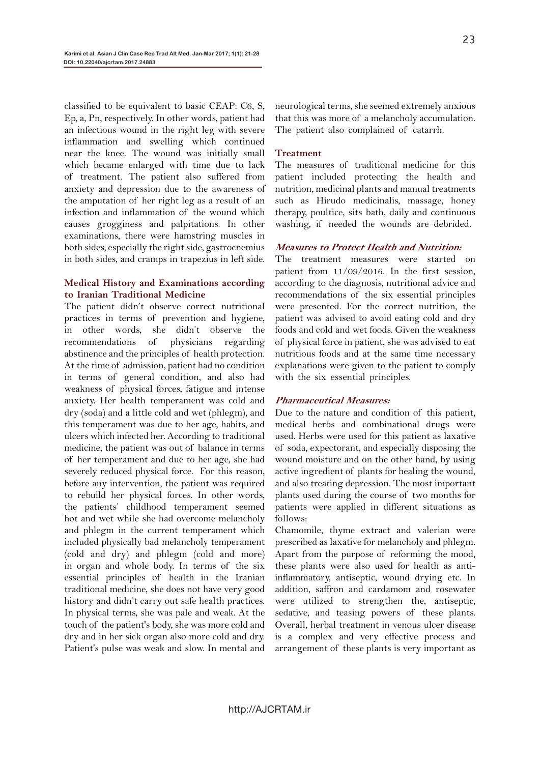classified to be equivalent to basic CEAP: C6, S, Ep, a, Pn, respectively. In other words, patient had an infectious wound in the right leg with severe inflammation and swelling which continued near the knee. The wound was initially small which became enlarged with time due to lack of treatment. The patient also suffered from anxiety and depression due to the awareness of the amputation of her right leg as a result of an infection and inflammation of the wound which causes grogginess and palpitations. In other examinations, there were hamstring muscles in both sides, especially the right side, gastrocnemius in both sides, and cramps in trapezius in left side.

### Medical History and Examinations according to Iranian Traditional Medicine

The patient didn't observe correct nutritional practices in terms of prevention and hygiene, in other words, she didn't observe the recommendations of physicians regarding abstinence and the principles of health protection. At the time of admission, patient had no condition in terms of general condition, and also had weakness of physical forces, fatigue and intense anxiety. Her health temperament was cold and dry (soda) and a little cold and wet (phlegm), and this temperament was due to her age, habits, and ulcers which infected her. According to traditional medicine, the patient was out of balance in terms of her temperament and due to her age, she had severely reduced physical force. For this reason, before any intervention, the patient was required to rebuild her physical forces. In other words, the patients' childhood temperament seemed hot and wet while she had overcome melancholy and phlegm in the current temperament which included physically bad melancholy temperament (cold and dry) and phlegm (cold and more) in organ and whole body. In terms of the six essential principles of health in the Iranian traditional medicine, she does not have very good history and didn't carry out safe health practices. In physical terms, she was pale and weak. At the touch of the patient's body, she was more cold and dry and in her sick organ also more cold and dry. Patient's pulse was weak and slow. In mental and neurological terms, she seemed extremely anxious that this was more of a melancholy accumulation. The patient also complained of catarrh.

### Treatment

The measures of traditional medicine for this patient included protecting the health and nutrition, medicinal plants and manual treatments such as Hirudo medicinalis, massage, honey therapy, poultice, sits bath, daily and continuous washing, if needed the wounds are debrided.

#### *Measures to Protect Health and Nutrition:*

The treatment measures were started on patient from 11/09/2016. In the first session, according to the diagnosis, nutritional advice and recommendations of the six essential principles were presented. For the correct nutrition, the patient was advised to avoid eating cold and dry foods and cold and wet foods. Given the weakness of physical force in patient, she was advised to eat nutritious foods and at the same time necessary explanations were given to the patient to comply with the six essential principles.

#### *Pharmaceutical Measures:*

Due to the nature and condition of this patient, medical herbs and combinational drugs were used. Herbs were used for this patient as laxative of soda, expectorant, and especially disposing the wound moisture and on the other hand, by using active ingredient of plants for healing the wound, and also treating depression. The most important plants used during the course of two months for patients were applied in different situations as follows:

Chamomile, thyme extract and valerian were prescribed as laxative for melancholy and phlegm. Apart from the purpose of reforming the mood, these plants were also used for health as anti-inflammatory, antiseptic, wound drying etc. In addition, saffron and cardamom and rosewater were utilized to strengthen the, antiseptic, sedative, and teasing powers of these plants. Overall, herbal treatment in venous ulcer disease is a complex and very effective process and arrangement of these plants is very important as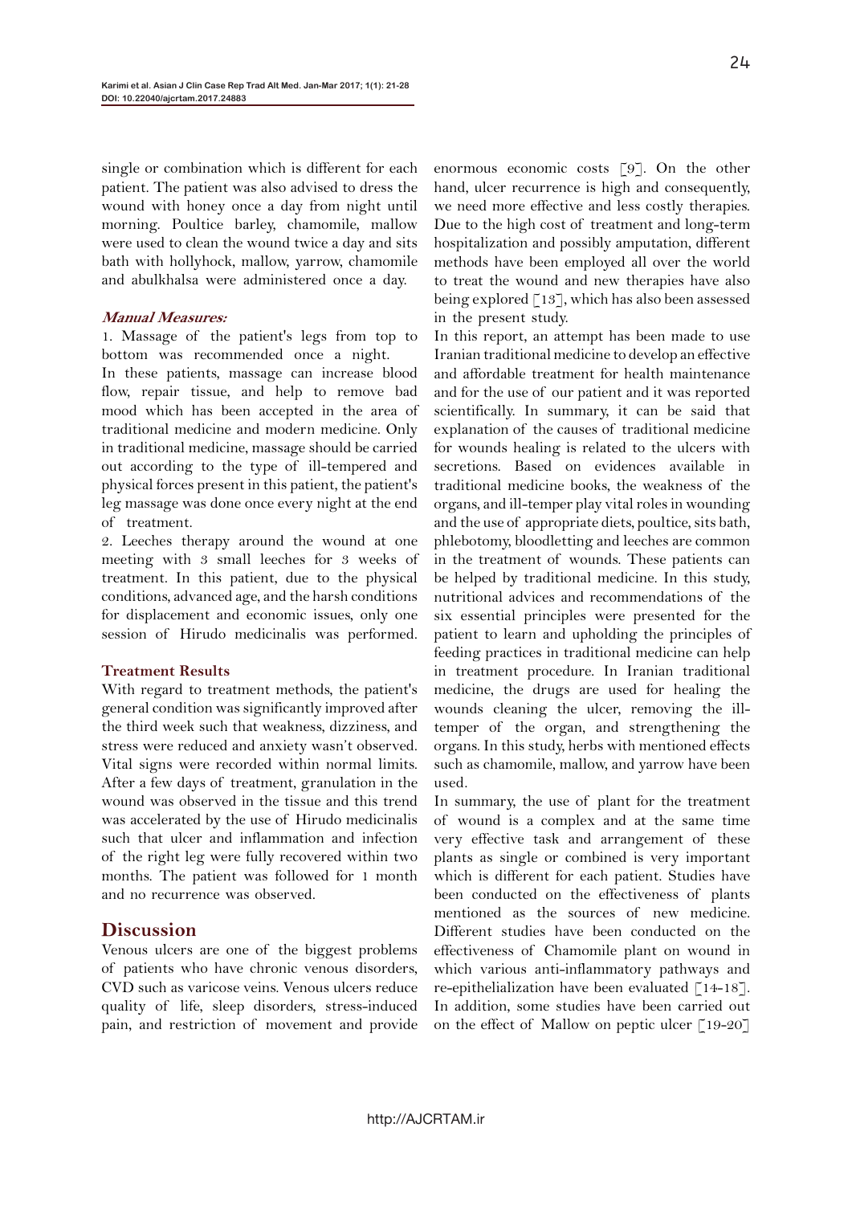single or combination which is different for each patient. The patient was also advised to dress the wound with honey once a day from night until morning. Poultice barley, chamomile, mallow were used to clean the wound twice a day and sits bath with hollyhock, mallow, yarrow, chamomile and abulkhalsa were administered once a day.

***Manual Measures:***

1. Massage of the patient's legs from top to bottom was recommended once a night.

In these patients, massage can increase blood flow, repair tissue, and help to remove bad mood which has been accepted in the area of traditional medicine and modern medicine. Only in traditional medicine, massage should be carried out according to the type of ill-tempered and physical forces present in this patient, the patient's leg massage was done once every night at the end of treatment.

2. Leeches therapy around the wound at one meeting with 3 small leeches for 3 weeks of treatment. In this patient, due to the physical conditions, advanced age, and the harsh conditions for displacement and economic issues, only one session of Hirudo medicinalis was performed.

**Treatment Results**

With regard to treatment methods, the patient's general condition was significantly improved after the third week such that weakness, dizziness, and stress were reduced and anxiety wasn't observed. Vital signs were recorded within normal limits. After a few days of treatment, granulation in the wound was observed in the tissue and this trend was accelerated by the use of Hirudo medicinalis such that ulcer and inflammation and infection of the right leg were fully recovered within two months. The patient was followed for 1 month and no recurrence was observed.

## Discussion

Venous ulcers are one of the biggest problems of patients who have chronic venous disorders, CVD such as varicose veins. Venous ulcers reduce quality of life, sleep disorders, stress-induced pain, and restriction of movement and provide enormous economic costs [9]. On the other hand, ulcer recurrence is high and consequently, we need more effective and less costly therapies. Due to the high cost of treatment and long-term hospitalization and possibly amputation, different methods have been employed all over the world to treat the wound and new therapies have also being explored [13], which has also been assessed in the present study.

In this report, an attempt has been made to use Iranian traditional medicine to develop an effective and affordable treatment for health maintenance and for the use of our patient and it was reported scientifically. In summary, it can be said that explanation of the causes of traditional medicine for wounds healing is related to the ulcers with secretions. Based on evidences available in traditional medicine books, the weakness of the organs, and ill-temper play vital roles in wounding and the use of appropriate diets, poultice, sits bath, phlebotomy, bloodletting and leeches are common in the treatment of wounds. These patients can be helped by traditional medicine. In this study, nutritional advices and recommendations of the six essential principles were presented for the patient to learn and upholding the principles of feeding practices in traditional medicine can help in treatment procedure. In Iranian traditional medicine, the drugs are used for healing the wounds cleaning the ulcer, removing the ill-temper of the organ, and strengthening the organs. In this study, herbs with mentioned effects such as chamomile, mallow, and yarrow have been used.

In summary, the use of plant for the treatment of wound is a complex and at the same time very effective task and arrangement of these plants as single or combined is very important which is different for each patient. Studies have been conducted on the effectiveness of plants mentioned as the sources of new medicine. Different studies have been conducted on the effectiveness of Chamomile plant on wound in which various anti-inflammatory pathways and re-epithelialization have been evaluated [14-18]. In addition, some studies have been carried out on the effect of Mallow on peptic ulcer [19-20]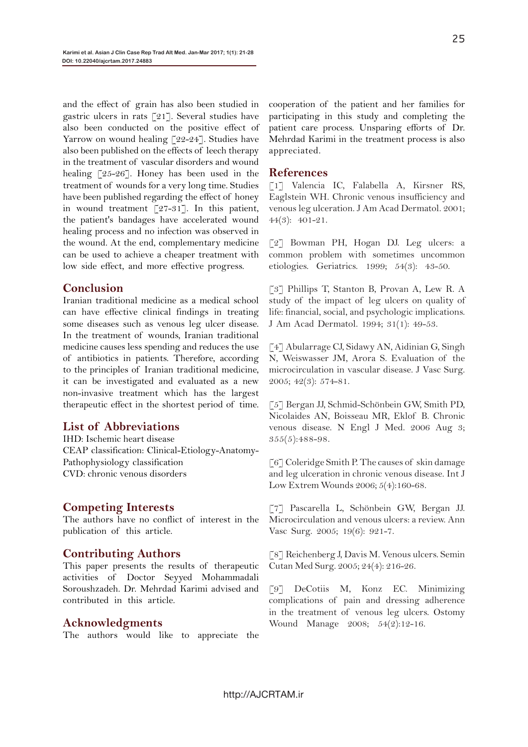and the effect of grain has also been studied in gastric ulcers in rats [21]. Several studies have also been conducted on the positive effect of Yarrow on wound healing [22-24]. Studies have also been published on the effects of leech therapy in the treatment of vascular disorders and wound healing [25-26]. Honey has been used in the treatment of wounds for a very long time. Studies have been published regarding the effect of honey in wound treatment [27-31]. In this patient, the patient's bandages have accelerated wound healing process and no infection was observed in the wound. At the end, complementary medicine can be used to achieve a cheaper treatment with low side effect, and more effective progress.

## Conclusion

Iranian traditional medicine as a medical school can have effective clinical findings in treating some diseases such as venous leg ulcer disease. In the treatment of wounds, Iranian traditional medicine causes less spending and reduces the use of antibiotics in patients. Therefore, according to the principles of Iranian traditional medicine, it can be investigated and evaluated as a new non-invasive treatment which has the largest therapeutic effect in the shortest period of time.

## List of Abbreviations

IHD: Ischemic heart disease
CEAP classification: Clinical-Etiology-Anatomy-Pathophysiology classification
CVD: chronic venous disorders

## Competing Interests

The authors have no conflict of interest in the publication of this article.

## Contributing Authors

This paper presents the results of therapeutic activities of Doctor Seyyed Mohammadali Soroushzadeh. Dr. Mehrdad Karimi advised and contributed in this article.

## Acknowledgments

The authors would like to appreciate the cooperation of the patient and her families for participating in this study and completing the patient care process. Unsparing efforts of Dr. Mehrdad Karimi in the treatment process is also appreciated.

## References

[1] Valencia IC, Falabella A, Kirsner RS, Eaglstein WH. Chronic venous insufficiency and venous leg ulceration. J Am Acad Dermatol. 2001; 44(3): 401-21.

[2] Bowman PH, Hogan DJ. Leg ulcers: a common problem with sometimes uncommon etiologies. Geriatrics. 1999; 54(3): 43-50.

[3] Phillips T, Stanton B, Provan A, Lew R. A study of the impact of leg ulcers on quality of life: financial, social, and psychologic implications. J Am Acad Dermatol. 1994; 31(1): 49-53.

[4] Abularrage CJ, Sidawy AN, Aidinian G, Singh N, Weiswasser JM, Arora S. Evaluation of the microcirculation in vascular disease. J Vasc Surg. 2005; 42(3): 574-81.

[5] Bergan JJ, Schmid-Schönbein GW, Smith PD, Nicolaides AN, Boisseau MR, Eklof B. Chronic venous disease. N Engl J Med. 2006 Aug 3; 355(5):488-98.

[6] Coleridge Smith P. The causes of skin damage and leg ulceration in chronic venous disease. Int J Low Extrem Wounds 2006; 5(4):160-68.

[7] Pascarella L, Schönbein GW, Bergan JJ. Microcirculation and venous ulcers: a review. Ann Vasc Surg. 2005; 19(6): 921-7.

[8] Reichenberg J, Davis M. Venous ulcers. Semin Cutan Med Surg. 2005; 24(4): 216-26.

[9] DeCotiis M, Konz EC. Minimizing complications of pain and dressing adherence in the treatment of venous leg ulcers. Ostomy Wound Manage 2008; 54(2):12-16.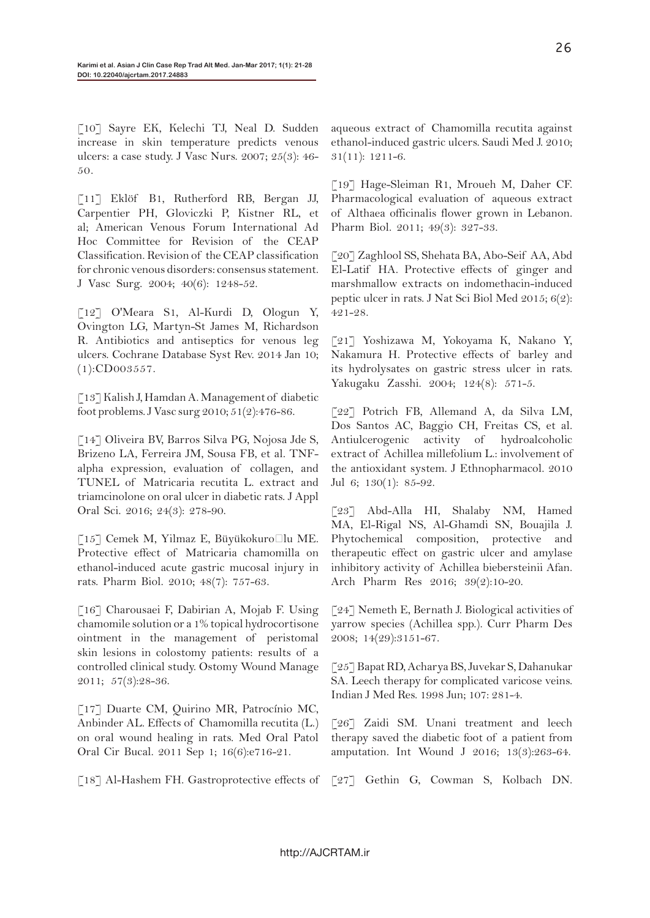[10] Sayre EK, Kelechi TJ, Neal D. Sudden increase in skin temperature predicts venous ulcers: a case study. J Vasc Nurs. 2007; 25(3): 46-50.

[11] Eklöf B1, Rutherford RB, Bergan JJ, Carpentier PH, Gloviczki P, Kistner RL, et al; American Venous Forum International Ad Hoc Committee for Revision of the CEAP Classification. Revision of the CEAP classification for chronic venous disorders: consensus statement. J Vasc Surg. 2004; 40(6): 1248-52.

[12] O'Meara S1, Al-Kurdi D, Ologun Y, Ovington LG, Martyn-St James M, Richardson R. Antibiotics and antiseptics for venous leg ulcers. Cochrane Database Syst Rev. 2014 Jan 10; (1):CD003557.

[13] Kalish J, Hamdan A. Management of diabetic foot problems. J Vasc surg 2010; 51(2):476-86.

[14] Oliveira BV, Barros Silva PG, Nojosa Jde S, Brizeno LA, Ferreira JM, Sousa FB, et al. TNF-alpha expression, evaluation of collagen, and TUNEL of Matricaria recutita L. extract and triamcinolone on oral ulcer in diabetic rats. J Appl Oral Sci. 2016; 24(3): 278-90.

[15] Cemek M, Yilmaz E, Büyükokuro□lu ME. Protective effect of Matricaria chamomilla on ethanol-induced acute gastric mucosal injury in rats. Pharm Biol. 2010; 48(7): 757-63.

[16] Charousaei F, Dabirian A, Mojab F. Using chamomile solution or a 1% topical hydrocortisone ointment in the management of peristomal skin lesions in colostomy patients: results of a controlled clinical study. Ostomy Wound Manage 2011; 57(3):28-36.

[17] Duarte CM, Quirino MR, Patrocínio MC, Anbinder AL. Effects of Chamomilla recutita (L.) on oral wound healing in rats. Med Oral Patol Oral Cir Bucal. 2011 Sep 1; 16(6):e716-21.

[18] Al-Hashem FH. Gastroprotective effects of aqueous extract of Chamomilla recutita against ethanol-induced gastric ulcers. Saudi Med J. 2010; 31(11): 1211-6.

[19] Hage-Sleiman R1, Mroueh M, Daher CF. Pharmacological evaluation of aqueous extract of Althaea officinalis flower grown in Lebanon. Pharm Biol. 2011; 49(3): 327-33.

[20] Zaghlool SS, Shehata BA, Abo-Seif AA, Abd El-Latif HA. Protective effects of ginger and marshmallow extracts on indomethacin-induced peptic ulcer in rats. J Nat Sci Biol Med 2015; 6(2): 421-28.

[21] Yoshizawa M, Yokoyama K, Nakano Y, Nakamura H. Protective effects of barley and its hydrolysates on gastric stress ulcer in rats. Yakugaku Zasshi. 2004; 124(8): 571-5.

[22] Potrich FB, Allemand A, da Silva LM, Dos Santos AC, Baggio CH, Freitas CS, et al. Antiulcerogenic activity of hydroalcoholic extract of Achillea millefolium L.: involvement of the antioxidant system. J Ethnopharmacol. 2010 Jul 6; 130(1): 85-92.

[23] Abd-Alla HI, Shalaby NM, Hamed MA, El-Rigal NS, Al-Ghamdi SN, Bouajila J. Phytochemical composition, protective and therapeutic effect on gastric ulcer and amylase inhibitory activity of Achillea biebersteinii Afan. Arch Pharm Res 2016; 39(2):10-20.

[24] Nemeth E, Bernath J. Biological activities of yarrow species (Achillea spp.). Curr Pharm Des 2008; 14(29):3151-67.

[25] Bapat RD, Acharya BS, Juvekar S, Dahanukar SA. Leech therapy for complicated varicose veins. Indian J Med Res. 1998 Jun; 107: 281-4.

[26] Zaidi SM. Unani treatment and leech therapy saved the diabetic foot of a patient from amputation. Int Wound J 2016; 13(3):263-64.

[27] Gethin G, Cowman S, Kolbach DN.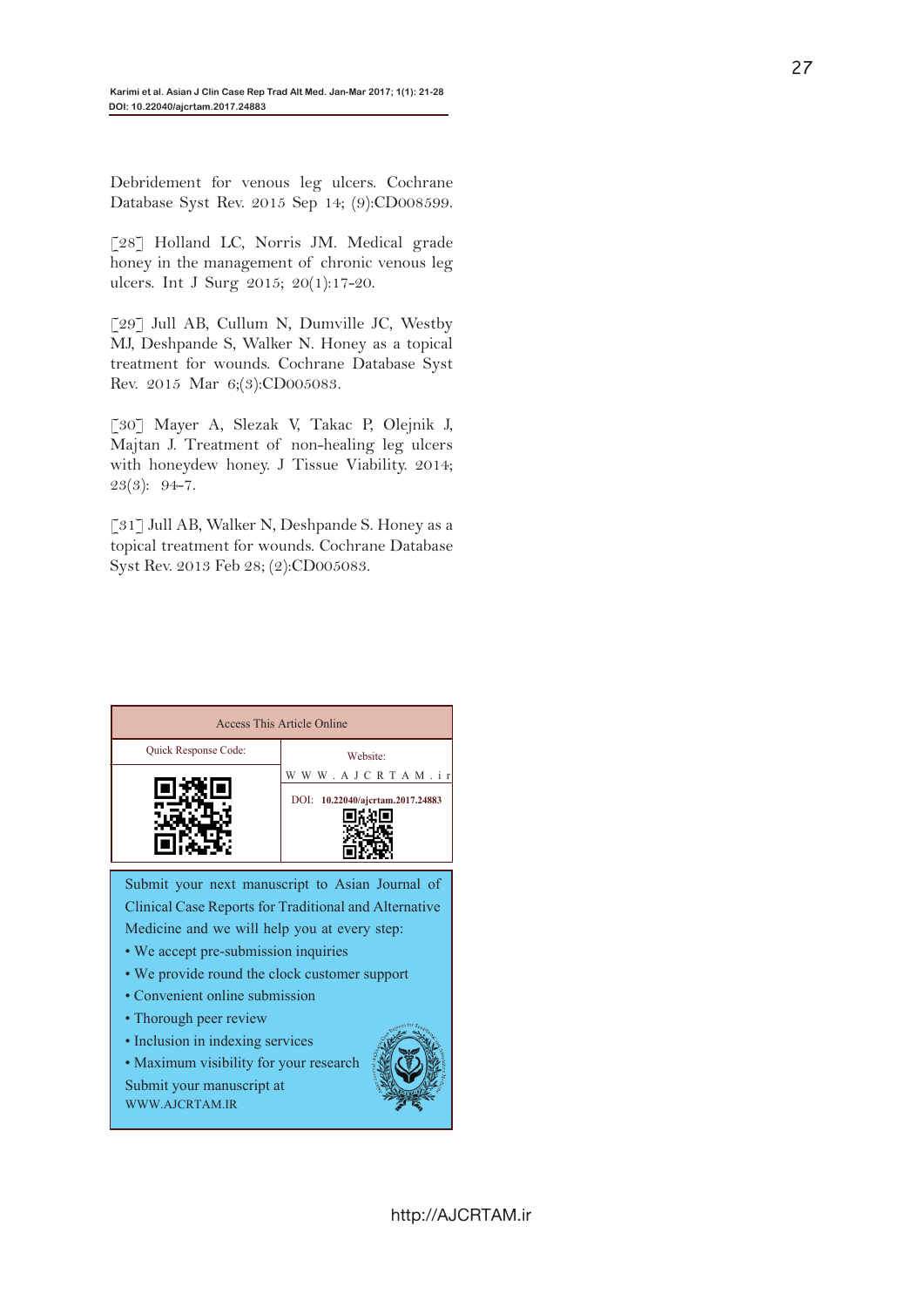Debridement for venous leg ulcers. Cochrane Database Syst Rev. 2015 Sep 14; (9):CD008599.

[28] Holland LC, Norris JM. Medical grade honey in the management of chronic venous leg ulcers. Int J Surg 2015; 20(1):17-20.

[29] Jull AB, Cullum N, Dumville JC, Westby MJ, Deshpande S, Walker N. Honey as a topical treatment for wounds. Cochrane Database Syst Rev. 2015 Mar 6;(3):CD005083.

[30] Mayer A, Slezak V, Takac P, Olejnik J, Majtan J. Treatment of non-healing leg ulcers with honeydew honey. J Tissue Viability. 2014; 23(3): 94–7.

[31] Jull AB, Walker N, Deshpande S. Honey as a topical treatment for wounds. Cochrane Database Syst Rev. 2013 Feb 28; (2):CD005083.

| Access This Article Online | |
|---|---|
| Quick Response Code: | Website: WWW.AJCRTAM.ir |
| | DOI: 10.22040/ajcrtam.2017.24883 |

Submit your next manuscript to Asian Journal of Clinical Case Reports for Traditional and Alternative Medicine and we will help you at every step:

- We accept pre-submission inquiries
- We provide round the clock customer support
- Convenient online submission
- Thorough peer review
- Inclusion in indexing services
- Maximum visibility for your research

Submit your manuscript at
WWW.AJCRTAM.IR